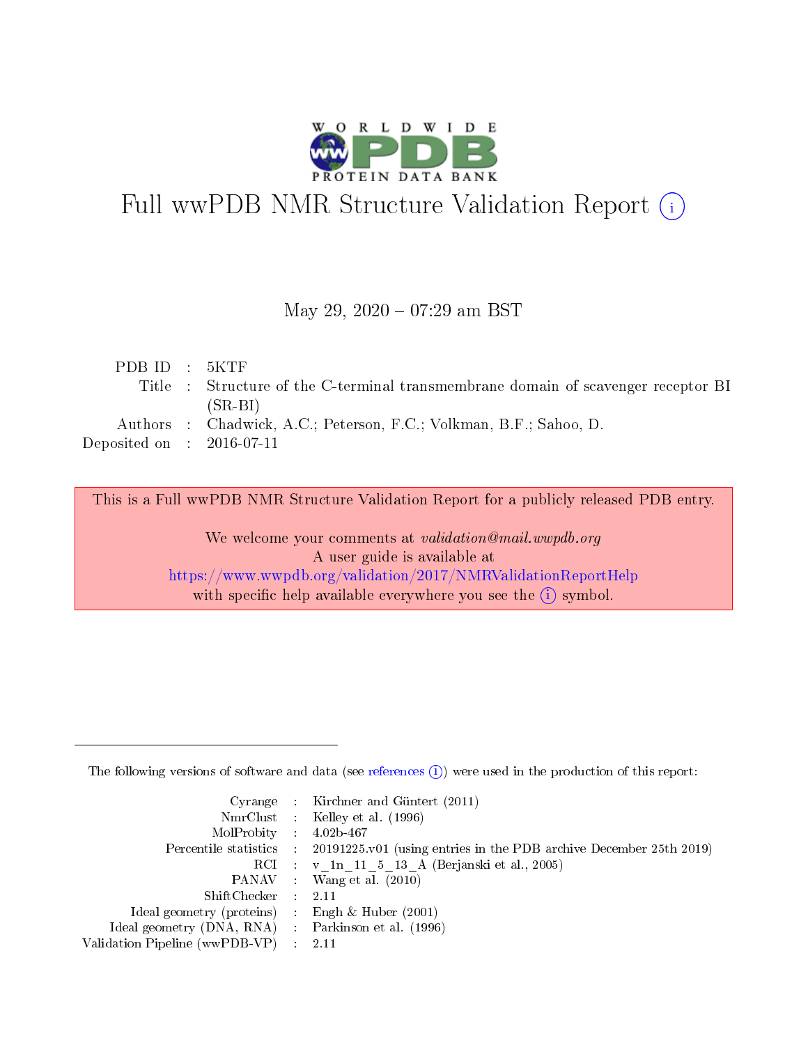# Full wwPDB NMR Structure Validation Report (i)

May 29, 2020 – 07:29 am BST

| | | |
|---|---|---|
| PDB ID | : | 5KTF |
| Title | : | Structure of the C-terminal transmembrane domain of scavenger receptor BI (SR-BI) |
| Authors | : | Chadwick, A.C.; Peterson, F.C.; Volkman, B.F.; Sahoo, D. |
| Deposited on | : | 2016-07-11 |

This is a Full wwPDB NMR Structure Validation Report for a publicly released PDB entry.

We welcome your comments at *validation@mail.wwpdb.org*
A user guide is available at
https://www.wwpdb.org/validation/2017/NMRValidationReportHelp
with specific help available everywhere you see the (i) symbol.

---

The following versions of software and data (see references (i)) were used in the production of this report:

| | | |
|---|---|---|
| Cyrange | : | Kirchner and Güntert (2011) |
| NmrClust | : | Kelley et al. (1996) |
| MolProbity | : | 4.02b-467 |
| Percentile statistics | : | 20191225.v01 (using entries in the PDB archive December 25th 2019) |
| RCI | : | v_1n_11_5_13_A (Berjanski et al., 2005) |
| PANAV | : | Wang et al. (2010) |
| ShiftChecker | : | 2.11 |
| Ideal geometry (proteins) | : | Engh & Huber (2001) |
| Ideal geometry (DNA, RNA) | : | Parkinson et al. (1996) |
| Validation Pipeline (wwPDB-VP) | : | 2.11 |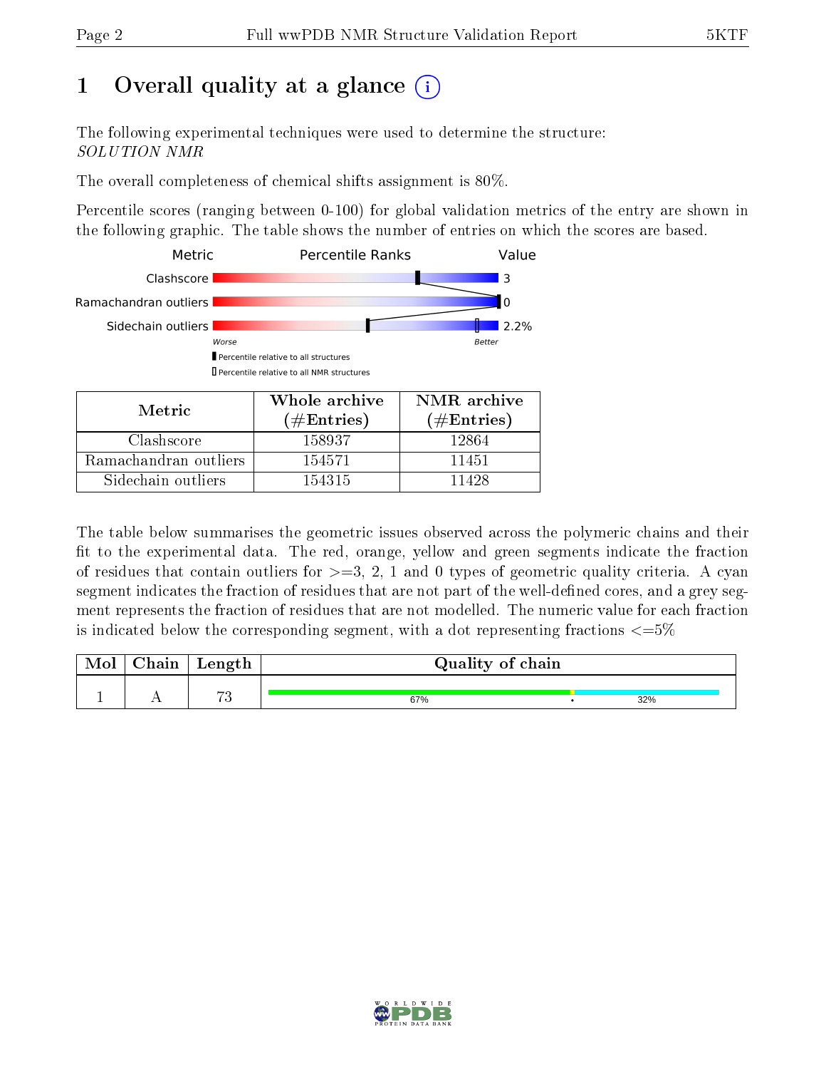# 1 Overall quality at a glance

The following experimental techniques were used to determine the structure:
*SOLUTION NMR*

The overall completeness of chemical shifts assignment is 80%.

Percentile scores (ranging between 0-100) for global validation metrics of the entry are shown in the following graphic. The table shows the number of entries on which the scores are based.

| Metric | Value |
|---|---|
| Clashscore | 3 |
| Ramachandran outliers | 0 |
| Sidechain outliers | 2.2% |

Worse — Better

Percentile relative to all structures

Percentile relative to all NMR structures

| Metric | Whole archive (#Entries) | NMR archive (#Entries) |
|---|---|---|
| Clashscore | 158937 | 12864 |
| Ramachandran outliers | 154571 | 11451 |
| Sidechain outliers | 154315 | 11428 |

The table below summarises the geometric issues observed across the polymeric chains and their fit to the experimental data. The red, orange, yellow and green segments indicate the fraction of residues that contain outliers for >=3, 2, 1 and 0 types of geometric quality criteria. A cyan segment indicates the fraction of residues that are not part of the well-defined cores, and a grey segment represents the fraction of residues that are not modelled. The numeric value for each fraction is indicated below the corresponding segment, with a dot representing fractions <=5%

| Mol | Chain | Length | Quality of chain |
|---|---|---|---|
| 1 | A | 73 | 67% • 32% |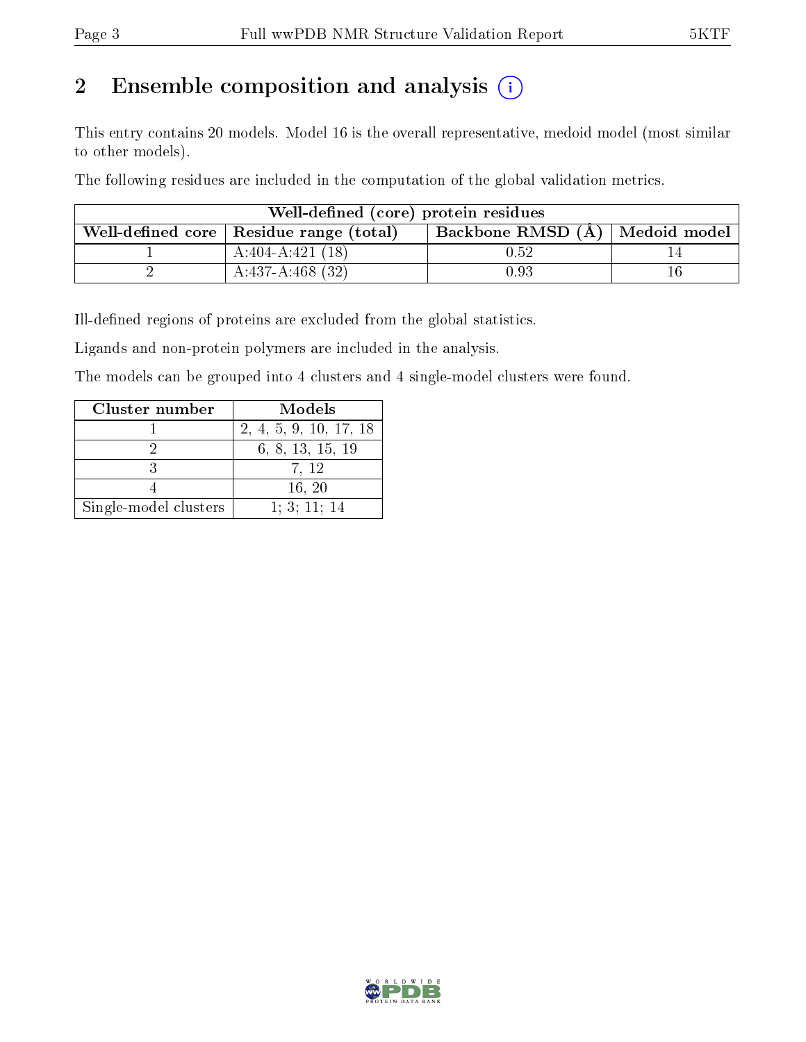## 2 Ensemble composition and analysis

This entry contains 20 models. Model 16 is the overall representative, medoid model (most similar to other models).

The following residues are included in the computation of the global validation metrics.

| Well-defined (core) protein residues | | | |
|---|---|---|---|
| Well-defined core | Residue range (total) | Backbone RMSD (Å) | Medoid model |
| 1 | A:404-A:421 (18) | 0.52 | 14 |
| 2 | A:437-A:468 (32) | 0.93 | 16 |

Ill-defined regions of proteins are excluded from the global statistics.

Ligands and non-protein polymers are included in the analysis.

The models can be grouped into 4 clusters and 4 single-model clusters were found.

| Cluster number | Models |
|---|---|
| 1 | 2, 4, 5, 9, 10, 17, 18 |
| 2 | 6, 8, 13, 15, 19 |
| 3 | 7, 12 |
| 4 | 16, 20 |
| Single-model clusters | 1; 3; 11; 14 |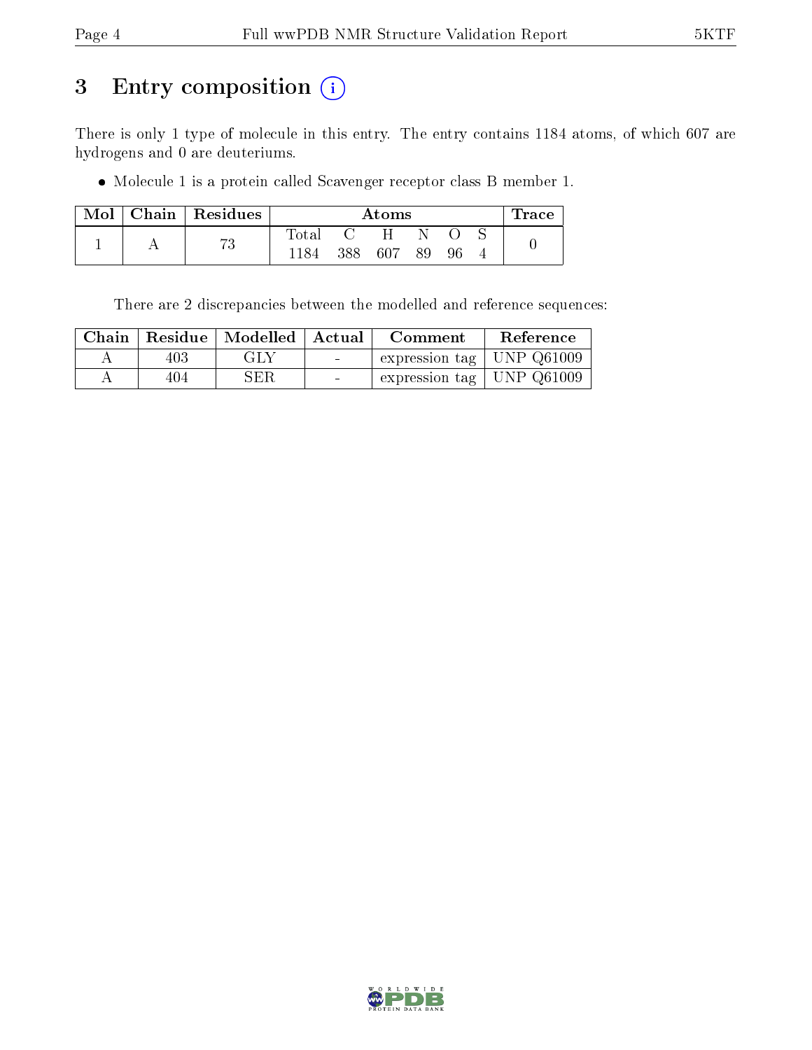# 3 Entry composition (i)

There is only 1 type of molecule in this entry. The entry contains 1184 atoms, of which 607 are hydrogens and 0 are deuteriums.

- Molecule 1 is a protein called Scavenger receptor class B member 1.

| Mol | Chain | Residues | Atoms | | | | | | Trace |
|---|---|---|---|---|---|---|---|---|---|
| | | | Total | C | H | N | O | S | |
| 1 | A | 73 | 1184 | 388 | 607 | 89 | 96 | 4 | 0 |

There are 2 discrepancies between the modelled and reference sequences:

| Chain | Residue | Modelled | Actual | Comment | Reference |
|---|---|---|---|---|---|
| A | 403 | GLY | - | expression tag | UNP Q61009 |
| A | 404 | SER | - | expression tag | UNP Q61009 |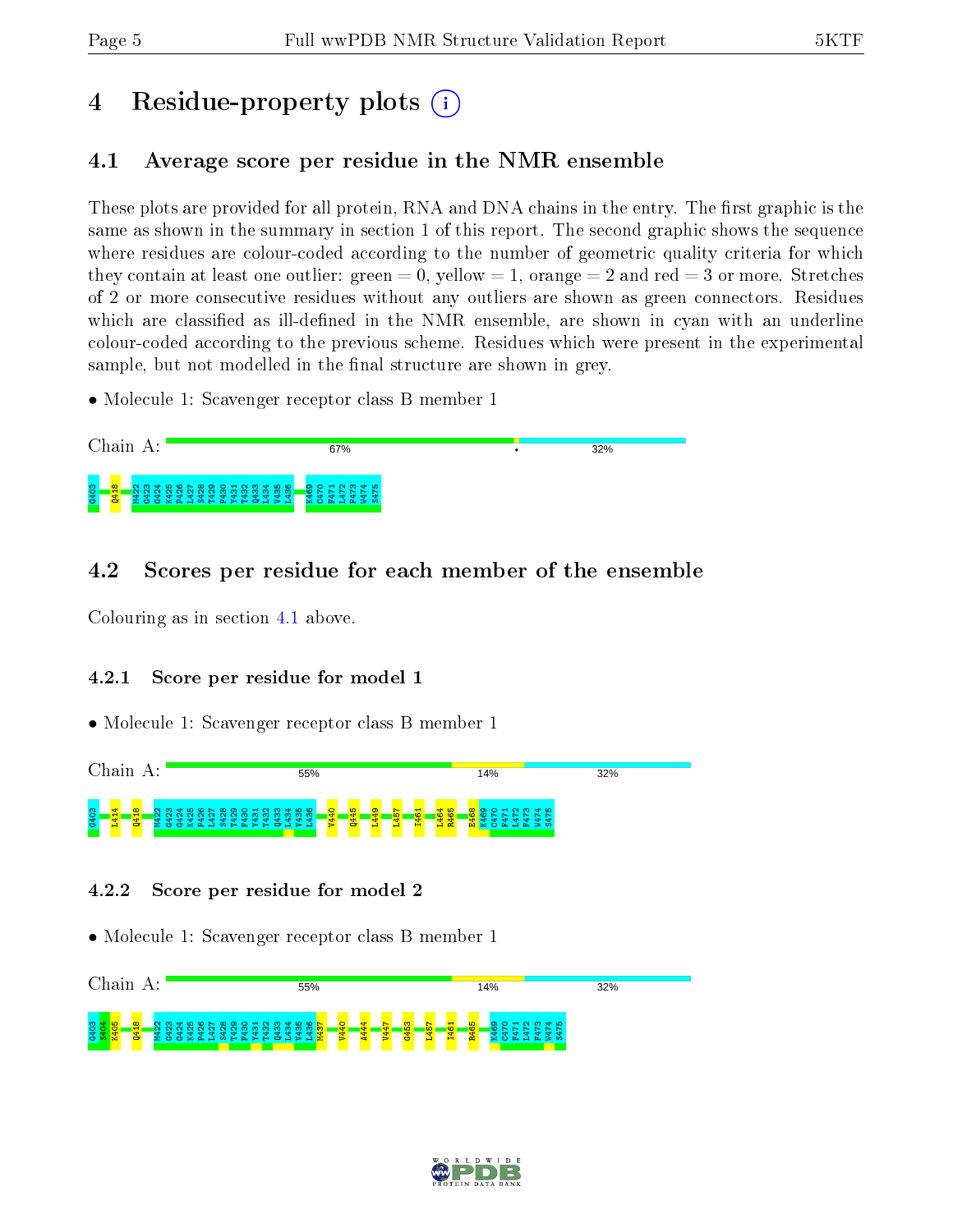# 4 Residue-property plots

## 4.1 Average score per residue in the NMR ensemble

These plots are provided for all protein, RNA and DNA chains in the entry. The first graphic is the same as shown in the summary in section 1 of this report. The second graphic shows the sequence where residues are colour-coded according to the number of geometric quality criteria for which they contain at least one outlier: green = 0, yellow = 1, orange = 2 and red = 3 or more. Stretches of 2 or more consecutive residues without any outliers are shown as green connectors. Residues which are classified as ill-defined in the NMR ensemble, are shown in cyan with an underline colour-coded according to the previous scheme. Residues which were present in the experimental sample, but not modelled in the final structure are shown in grey.

- Molecule 1: Scavenger receptor class B member 1

Chain A: 67% • 32%

G403 Q418 M422 G423 G424 K425 P426 L427 S428 T429 F430 Y431 T432 Q433 L434 V435 L436 K469 C470 F471 L472 F473 W474 S475

## 4.2 Scores per residue for each member of the ensemble

Colouring as in section 4.1 above.

### 4.2.1 Score per residue for model 1

- Molecule 1: Scavenger receptor class B member 1

Chain A: 55% 14% 32%

G403 L414 Q418 M422 G423 G424 K425 P426 L427 S428 T429 F430 Y431 T432 Q433 L434 V435 L436 V440 Q445 L449 L457 I461 I464 R465 E468 K469 C470 F471 L472 F473 W474 S475

### 4.2.2 Score per residue for model 2

- Molecule 1: Scavenger receptor class B member 1

Chain A: 55% 14% 32%

G403 S404 K405 Q418 M422 G423 G424 K425 P426 L427 S428 T429 F430 Y431 T432 Q433 L434 V435 L436 M437 V440 A444 V447 G453 L457 I461 R465 K469 C470 F471 L472 F473 W474 S475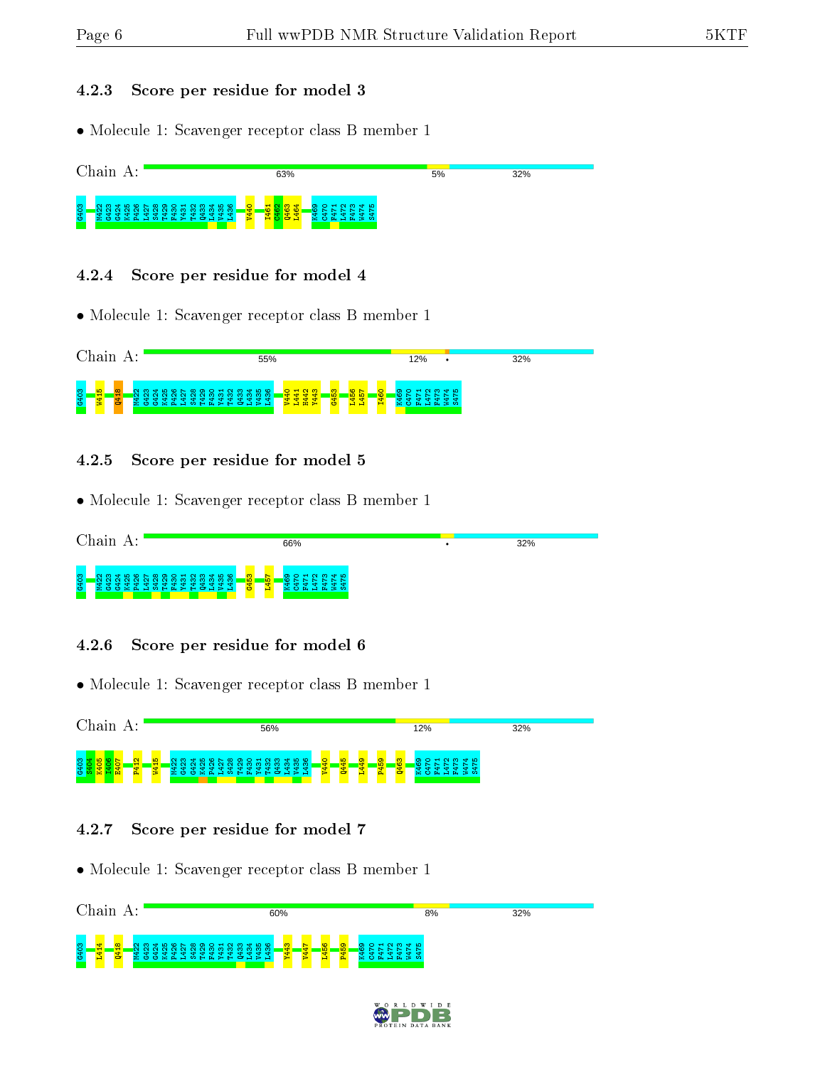### 4.2.3 Score per residue for model 3

- Molecule 1: Scavenger receptor class B member 1

Chain A: 63% | 5% | 32%

G403 M422 G423 G424 K425 P426 L427 S428 T429 F430 Y431 T432 Q433 L434 V435 L436 V440 I461 C462 Q463 L464 K469 C470 F471 L472 F473 W474 S475

### 4.2.4 Score per residue for model 4

- Molecule 1: Scavenger receptor class B member 1

Chain A: 55% | 12% | • | 32%

G403 W415 Q418 M422 G423 G424 K425 P426 L427 S428 T429 F430 Y431 T432 Q433 L434 V435 L436 V440 L441 H442 Y443 G453 L456 L457 I460 K469 C470 F471 L472 F473 W474 S475

### 4.2.5 Score per residue for model 5

- Molecule 1: Scavenger receptor class B member 1

Chain A: 66% | • | 32%

G403 M422 G423 G424 K425 P426 L427 S428 T429 F430 Y431 T432 Q433 L434 V435 L436 G453 L457 K469 C470 F471 L472 F473 W474 S475

### 4.2.6 Score per residue for model 6

- Molecule 1: Scavenger receptor class B member 1

Chain A: 56% | 12% | 32%

G403 S404 Y405 I406 F407 P412 W415 M422 G423 G424 K425 P426 L427 S428 T429 F430 Y431 T432 Q433 L434 V435 L436 V440 Q445 L449 P459 Q463 K469 C470 F471 L472 F473 W474 S475

### 4.2.7 Score per residue for model 7

- Molecule 1: Scavenger receptor class B member 1

Chain A: 60% | 8% | 32%

G403 L414 Q418 M422 G423 G424 K425 P426 L427 S428 T429 F430 Y431 T432 Q433 L434 V435 L436 Y443 V447 L456 P459 K469 C470 F471 L472 F473 W474 S475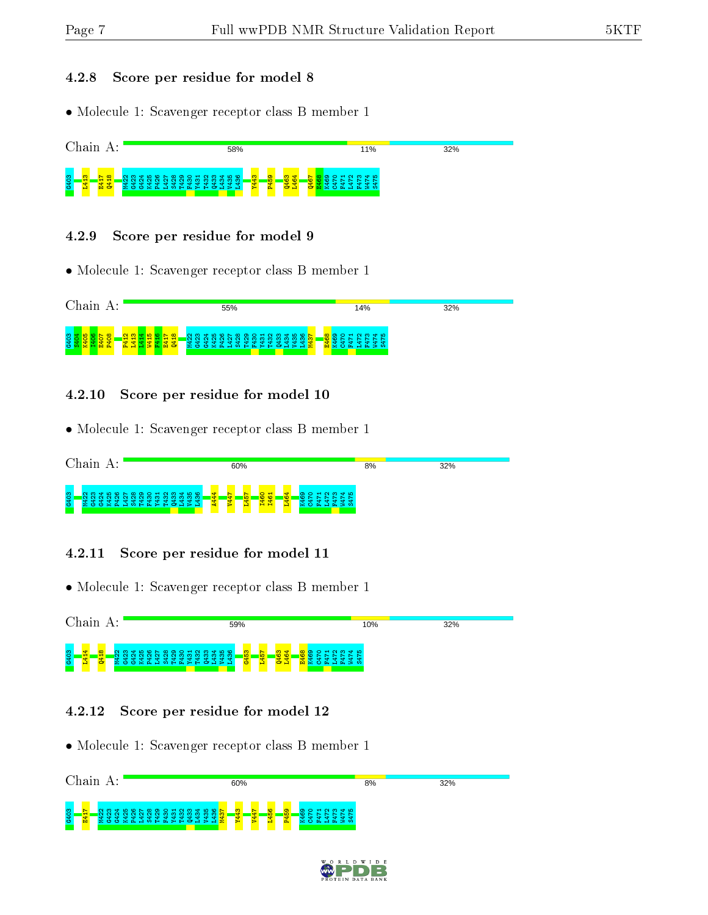### 4.2.8 Score per residue for model 8

- Molecule 1: Scavenger receptor class B member 1

Chain A: 58% 11% 32%

G403 L413 E417 Q418 M422 G423 G424 K425 P426 L427 S428 T429 F430 Y431 T432 Q433 L434 V435 L436 Y443 P459 Q463 L464 Q467 E468 K469 C470 F471 L472 F473 W474 S475

### 4.2.9 Score per residue for model 9

- Molecule 1: Scavenger receptor class B member 1

Chain A: 55% 14% 32%

G403 S404 K405 I406 E407 P408 P412 L413 I414 W415 F416 E417 Q418 M422 G423 G424 K425 P426 L427 S428 T429 F430 Y431 T432 Q433 L434 V435 L436 M437 E468 K469 C470 F471 L472 F473 W474 S475

### 4.2.10 Score per residue for model 10

- Molecule 1: Scavenger receptor class B member 1

Chain A: 60% 8% 32%

G403 M422 G423 G424 K425 P426 L427 S428 T429 F430 Y431 T432 Q433 L434 V435 L436 A444 V447 L457 I460 I461 L464 K469 C470 F471 L472 F473 W474 S475

### 4.2.11 Score per residue for model 11

- Molecule 1: Scavenger receptor class B member 1

Chain A: 59% 10% 32%

G403 I414 Q418 M422 G423 G424 K425 P426 L427 S428 T429 F430 Y431 T432 Q433 L434 V435 L436 G453 L457 Q463 L464 E468 K469 C470 F471 L472 F473 W474 S475

### 4.2.12 Score per residue for model 12

- Molecule 1: Scavenger receptor class B member 1

Chain A: 60% 8% 32%

G403 E417 M422 G423 G424 K425 P426 L427 S428 T429 F430 Y431 T432 Q433 L434 V435 L436 M437 Y443 V447 L456 P459 K469 C470 F471 L472 F473 W474 S475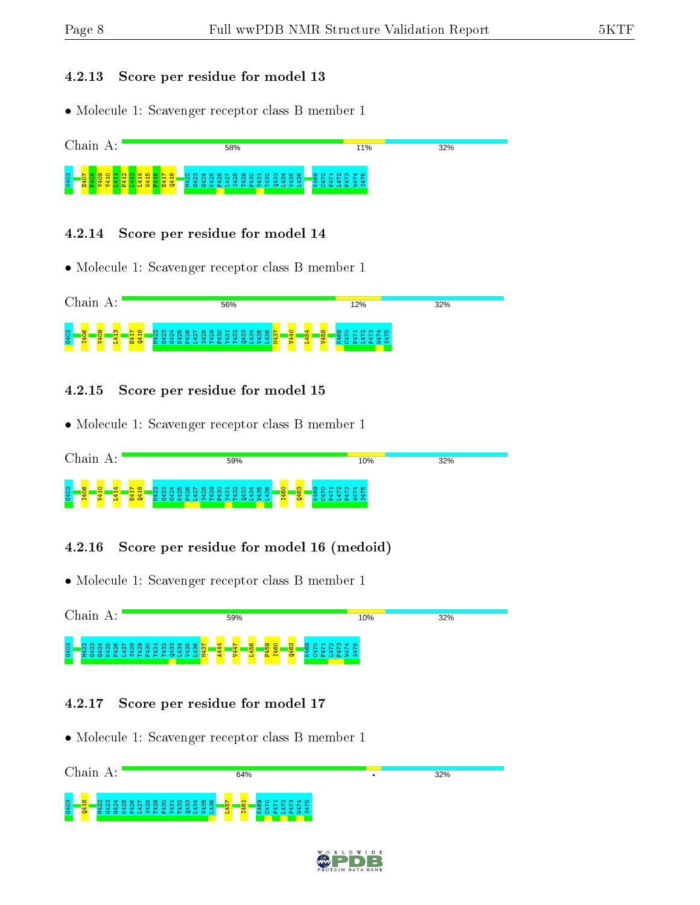### 4.2.13 Score per residue for model 13

- Molecule 1: Scavenger receptor class B member 1

Chain A: 58% 11% 32%

G403 E407 P408 V409 V410 L411 P412 L413 L414 W415 F416 E417 Q418 M422 G423 G424 K425 P426 L427 S428 T429 F430 Y431 T432 Q433 L434 V435 L436 K469 C470 F471 L472 F473 W474 S475

### 4.2.14 Score per residue for model 14

- Molecule 1: Scavenger receptor class B member 1

Chain A: 56% 12% 32%

G403 I406 V409 L413 E417 Q418 M422 G423 G424 K425 P426 L427 S428 T429 F430 Y431 T432 Q433 L434 V435 L436 M437 V440 L454 V458 K469 C470 F471 L472 F473 W474 S475

### 4.2.15 Score per residue for model 15

- Molecule 1: Scavenger receptor class B member 1

Chain A: 59% 10% 32%

G403 I406 V410 L414 E417 Q418 M422 G423 G424 K425 P426 L427 S428 T429 F430 Y431 T432 Q433 L434 V435 L436 I460 Q463 K469 C470 F471 L472 F473 W474 S475

### 4.2.16 Score per residue for model 16 (medoid)

- Molecule 1: Scavenger receptor class B member 1

Chain A: 59% 10% 32%

G403 M422 G423 G424 K425 P426 L427 S428 T429 F430 Y431 T432 Q433 L434 V435 L436 M437 A444 V447 L456 P459 I460 Q463 K469 C470 F471 L472 F473 W474 S475

### 4.2.17 Score per residue for model 17

- Molecule 1: Scavenger receptor class B member 1

Chain A: 64% • 32%

G403 Q418 M422 G423 G424 K425 P426 L427 S428 T429 F430 Y431 T432 Q433 L434 V435 L436 L457 I461 K469 C470 F471 L472 F473 W474 S475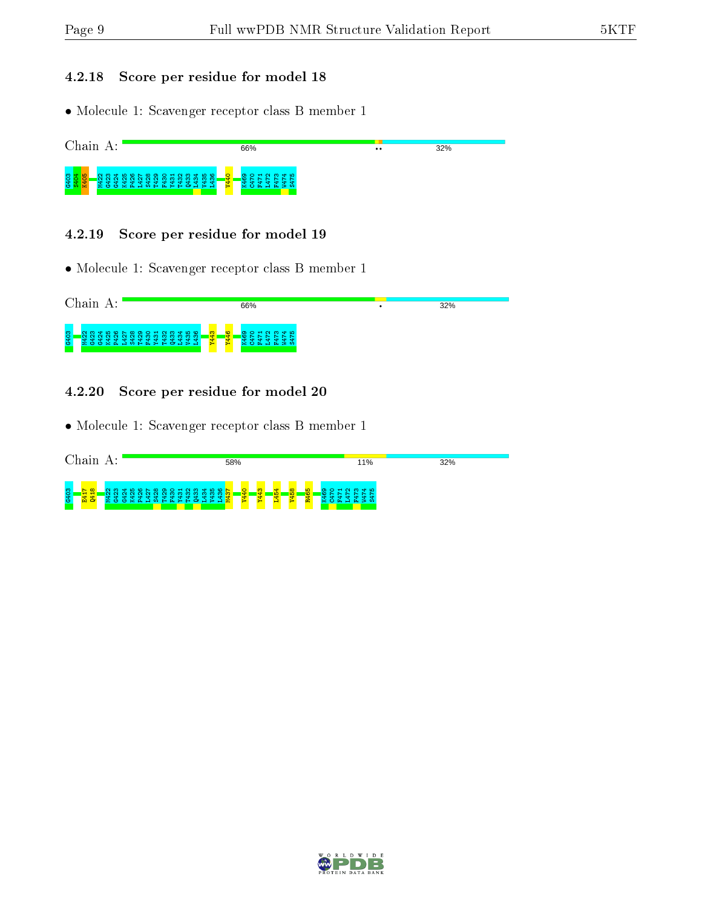### 4.2.18 Score per residue for model 18

- Molecule 1: Scavenger receptor class B member 1

Chain A: 66% •• 32%

G403 S404 K405 M422 G423 G424 K425 P426 L427 S428 T429 F430 V431 T432 Q433 L434 V435 L436 V440 K469 C470 F471 L472 F473 W474 S475

### 4.2.19 Score per residue for model 19

- Molecule 1: Scavenger receptor class B member 1

Chain A: 66% • 32%

G403 M422 G423 G424 K425 P426 L427 S428 T429 F430 V431 T432 Q433 L434 V435 L436 Y443 Y446 K469 C470 F471 L472 F473 W474 S475

### 4.2.20 Score per residue for model 20

- Molecule 1: Scavenger receptor class B member 1

Chain A: 58% 11% 32%

G403 E417 Q418 M422 G423 G424 K425 P426 L427 S428 T429 F430 V431 T432 Q433 L434 V435 L436 M437 V440 Y443 L454 V458 R465 K469 C470 F471 L472 F473 W474 S475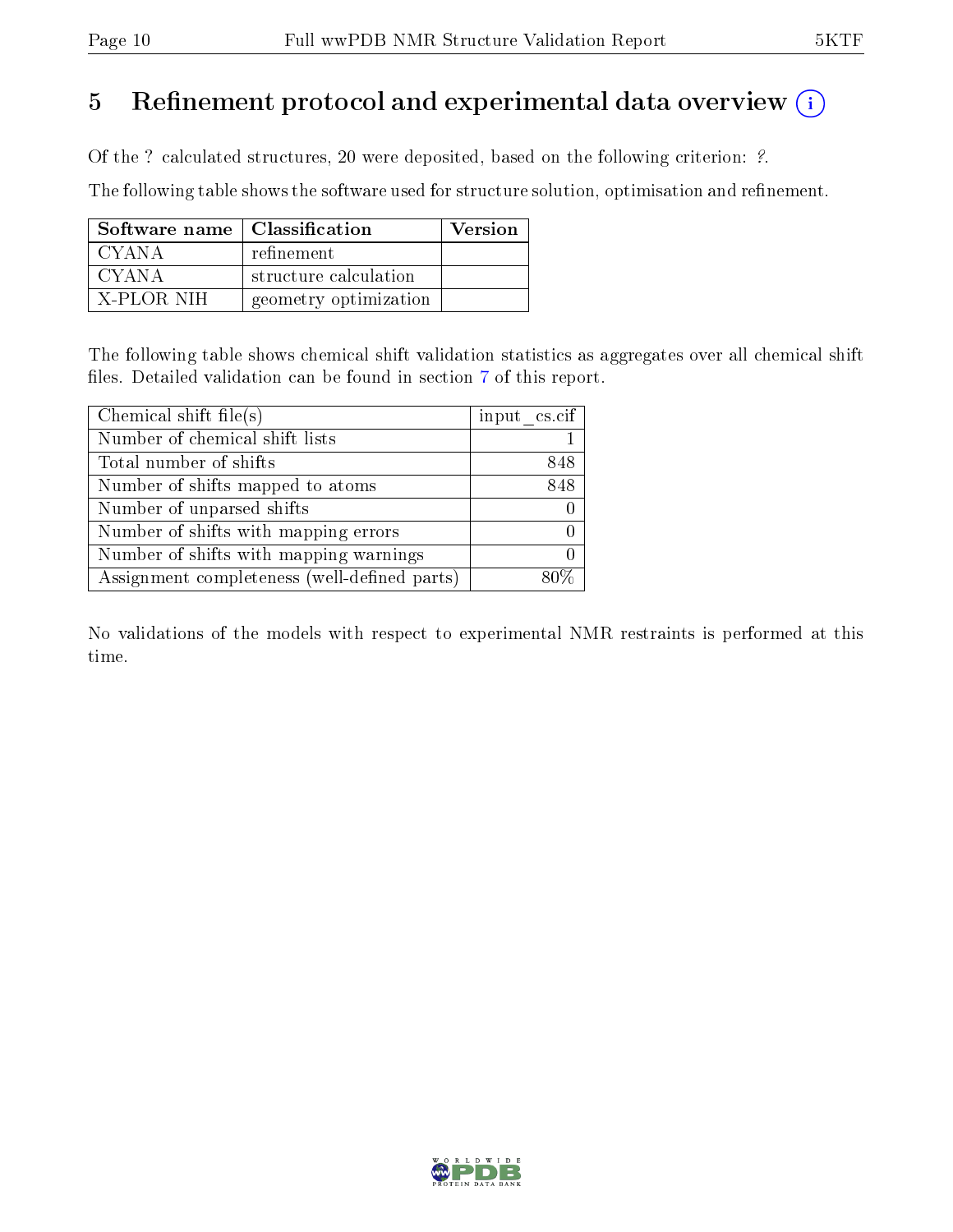# 5 Refinement protocol and experimental data overview (i)

Of the ? calculated structures, 20 were deposited, based on the following criterion: ?.

The following table shows the software used for structure solution, optimisation and refinement.

| Software name | Classification | Version |
|---|---|---|
| CYANA | refinement | |
| CYANA | structure calculation | |
| X-PLOR NIH | geometry optimization | |

The following table shows chemical shift validation statistics as aggregates over all chemical shift files. Detailed validation can be found in section 7 of this report.

| Chemical shift file(s) | input_cs.cif |
|---|---|
| Number of chemical shift lists | 1 |
| Total number of shifts | 848 |
| Number of shifts mapped to atoms | 848 |
| Number of unparsed shifts | 0 |
| Number of shifts with mapping errors | 0 |
| Number of shifts with mapping warnings | 0 |
| Assignment completeness (well-defined parts) | 80% |

No validations of the models with respect to experimental NMR restraints is performed at this time.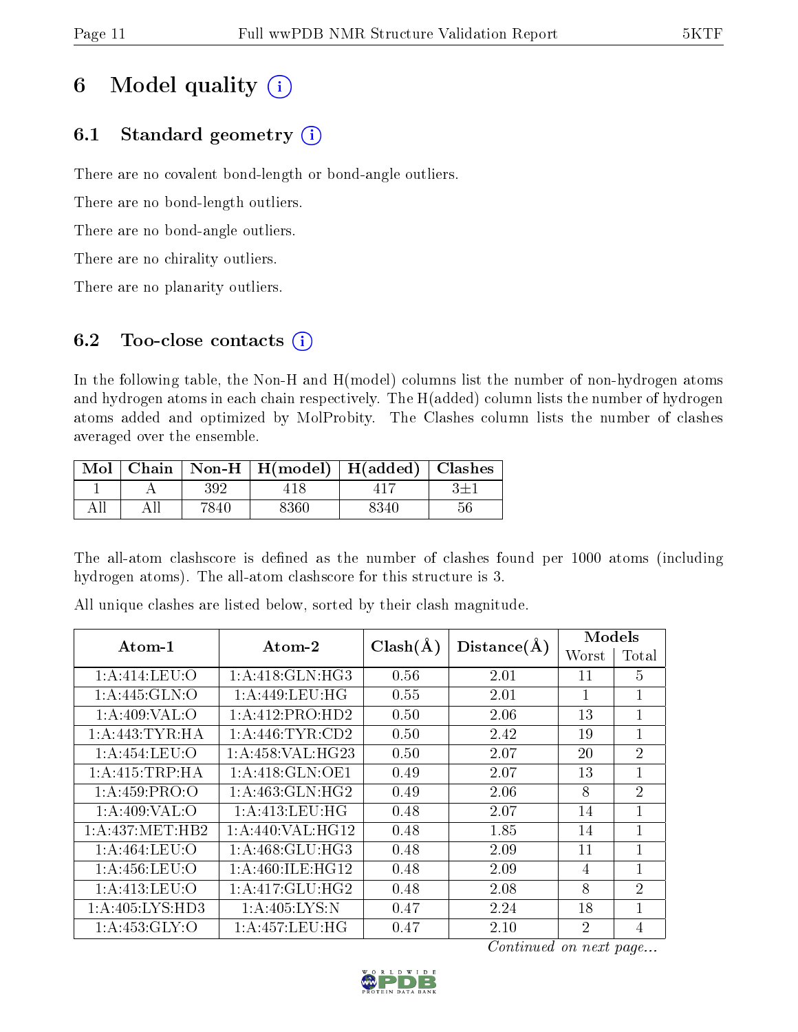# 6 Model quality

## 6.1 Standard geometry

There are no covalent bond-length or bond-angle outliers.

There are no bond-length outliers.

There are no bond-angle outliers.

There are no chirality outliers.

There are no planarity outliers.

## 6.2 Too-close contacts

In the following table, the Non-H and H(model) columns list the number of non-hydrogen atoms and hydrogen atoms in each chain respectively. The H(added) column lists the number of hydrogen atoms added and optimized by MolProbity. The Clashes column lists the number of clashes averaged over the ensemble.

| Mol | Chain | Non-H | H(model) | H(added) | Clashes |
|---|---|---|---|---|---|
| 1 | A | 392 | 418 | 417 | 3±1 |
| All | All | 7840 | 8360 | 8340 | 56 |

The all-atom clashscore is defined as the number of clashes found per 1000 atoms (including hydrogen atoms). The all-atom clashscore for this structure is 3.

All unique clashes are listed below, sorted by their clash magnitude.

| Atom-1 | Atom-2 | Clash(Å) | Distance(Å) | Models | |
|---|---|---|---|---|---|
| | | | | Worst | Total |
| 1:A:414:LEU:O | 1:A:418:GLN:HG3 | 0.56 | 2.01 | 11 | 5 |
| 1:A:445:GLN:O | 1:A:449:LEU:HG | 0.55 | 2.01 | 1 | 1 |
| 1:A:409:VAL:O | 1:A:412:PRO:HD2 | 0.50 | 2.06 | 13 | 1 |
| 1:A:443:TYR:HA | 1:A:446:TYR:CD2 | 0.50 | 2.42 | 19 | 1 |
| 1:A:454:LEU:O | 1:A:458:VAL:HG23 | 0.50 | 2.07 | 20 | 2 |
| 1:A:415:TRP:HA | 1:A:418:GLN:OE1 | 0.49 | 2.07 | 13 | 1 |
| 1:A:459:PRO:O | 1:A:463:GLN:HG2 | 0.49 | 2.06 | 8 | 2 |
| 1:A:409:VAL:O | 1:A:413:LEU:HG | 0.48 | 2.07 | 14 | 1 |
| 1:A:437:MET:HB2 | 1:A:440:VAL:HG12 | 0.48 | 1.85 | 14 | 1 |
| 1:A:464:LEU:O | 1:A:468:GLU:HG3 | 0.48 | 2.09 | 11 | 1 |
| 1:A:456:LEU:O | 1:A:460:ILE:HG12 | 0.48 | 2.09 | 4 | 1 |
| 1:A:413:LEU:O | 1:A:417:GLU:HG2 | 0.48 | 2.08 | 8 | 2 |
| 1:A:405:LYS:HD3 | 1:A:405:LYS:N | 0.47 | 2.24 | 18 | 1 |
| 1:A:453:GLY:O | 1:A:457:LEU:HG | 0.47 | 2.10 | 2 | 4 |

*Continued on next page...*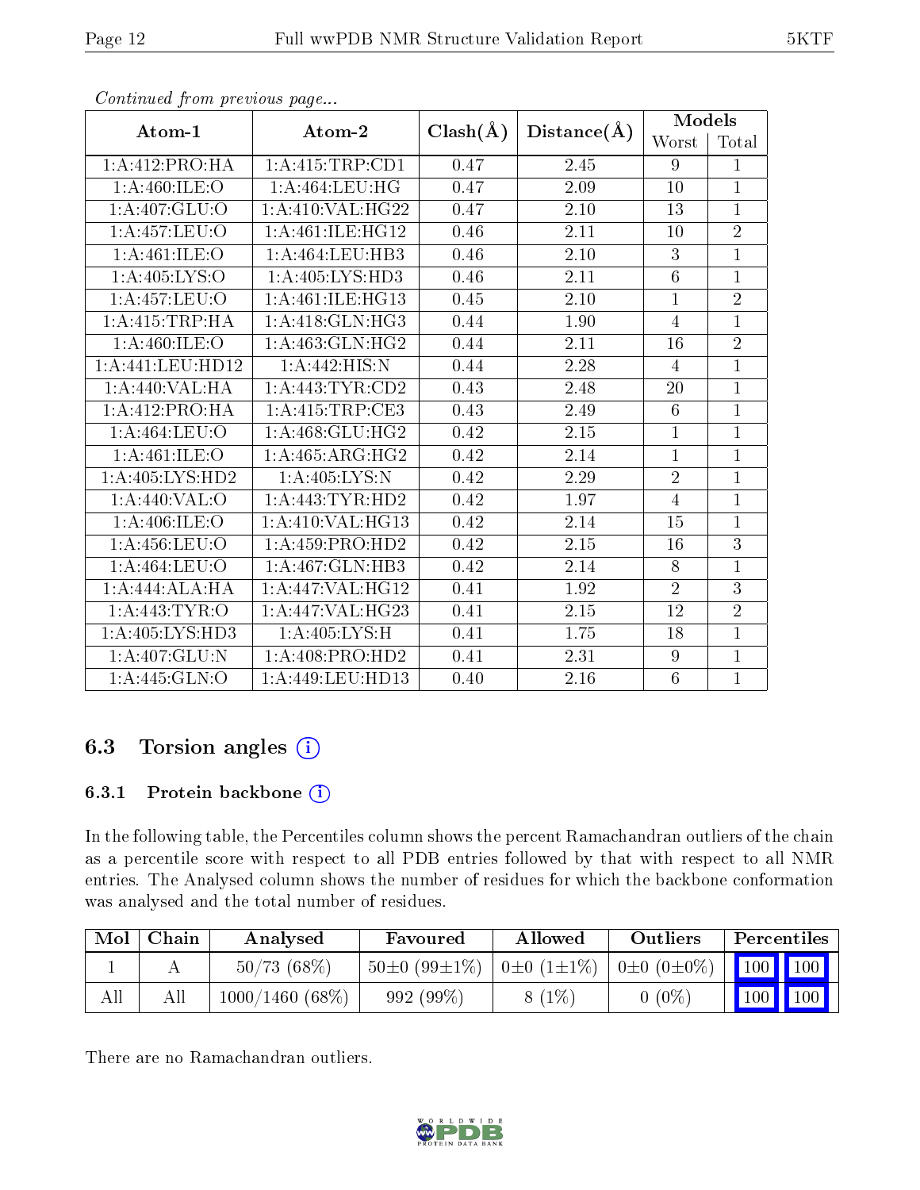*Continued from previous page...*

| Atom-1 | Atom-2 | Clash(Å) | Distance(Å) | Models | |
|---|---|---|---|---|---|
| | | | | Worst | Total |
| 1:A:412:PRO:HA | 1:A:415:TRP:CD1 | 0.47 | 2.45 | 9 | 1 |
| 1:A:460:ILE:O | 1:A:464:LEU:HG | 0.47 | 2.09 | 10 | 1 |
| 1:A:407:GLU:O | 1:A:410:VAL:HG22 | 0.47 | 2.10 | 13 | 1 |
| 1:A:457:LEU:O | 1:A:461:ILE:HG12 | 0.46 | 2.11 | 10 | 2 |
| 1:A:461:ILE:O | 1:A:464:LEU:HB3 | 0.46 | 2.10 | 3 | 1 |
| 1:A:405:LYS:O | 1:A:405:LYS:HD3 | 0.46 | 2.11 | 6 | 1 |
| 1:A:457:LEU:O | 1:A:461:ILE:HG13 | 0.45 | 2.10 | 1 | 2 |
| 1:A:415:TRP:HA | 1:A:418:GLN:HG3 | 0.44 | 1.90 | 4 | 1 |
| 1:A:460:ILE:O | 1:A:463:GLN:HG2 | 0.44 | 2.11 | 16 | 2 |
| 1:A:441:LEU:HD12 | 1:A:442:HIS:N | 0.44 | 2.28 | 4 | 1 |
| 1:A:440:VAL:HA | 1:A:443:TYR:CD2 | 0.43 | 2.48 | 20 | 1 |
| 1:A:412:PRO:HA | 1:A:415:TRP:CE3 | 0.43 | 2.49 | 6 | 1 |
| 1:A:464:LEU:O | 1:A:468:GLU:HG2 | 0.42 | 2.15 | 1 | 1 |
| 1:A:461:ILE:O | 1:A:465:ARG:HG2 | 0.42 | 2.14 | 1 | 1 |
| 1:A:405:LYS:HD2 | 1:A:405:LYS:N | 0.42 | 2.29 | 2 | 1 |
| 1:A:440:VAL:O | 1:A:443:TYR:HD2 | 0.42 | 1.97 | 4 | 1 |
| 1:A:406:ILE:O | 1:A:410:VAL:HG13 | 0.42 | 2.14 | 15 | 1 |
| 1:A:456:LEU:O | 1:A:459:PRO:HD2 | 0.42 | 2.15 | 16 | 3 |
| 1:A:464:LEU:O | 1:A:467:GLN:HB3 | 0.42 | 2.14 | 8 | 1 |
| 1:A:444:ALA:HA | 1:A:447:VAL:HG12 | 0.41 | 1.92 | 2 | 3 |
| 1:A:443:TYR:O | 1:A:447:VAL:HG23 | 0.41 | 2.15 | 12 | 2 |
| 1:A:405:LYS:HD3 | 1:A:405:LYS:H | 0.41 | 1.75 | 18 | 1 |
| 1:A:407:GLU:N | 1:A:408:PRO:HD2 | 0.41 | 2.31 | 9 | 1 |
| 1:A:445:GLN:O | 1:A:449:LEU:HD13 | 0.40 | 2.16 | 6 | 1 |

## 6.3 Torsion angles (i)

### 6.3.1 Protein backbone (i)

In the following table, the Percentiles column shows the percent Ramachandran outliers of the chain as a percentile score with respect to all PDB entries followed by that with respect to all NMR entries. The Analysed column shows the number of residues for which the backbone conformation was analysed and the total number of residues.

| Mol | Chain | Analysed | Favoured | Allowed | Outliers | Percentiles | |
|---|---|---|---|---|---|---|---|
| 1 | A | 50/73 (68%) | 50±0 (99±1%) | 0±0 (1±1%) | 0±0 (0±0%) | 100 | 100 |
| All | All | 1000/1460 (68%) | 992 (99%) | 8 (1%) | 0 (0%) | 100 | 100 |

There are no Ramachandran outliers.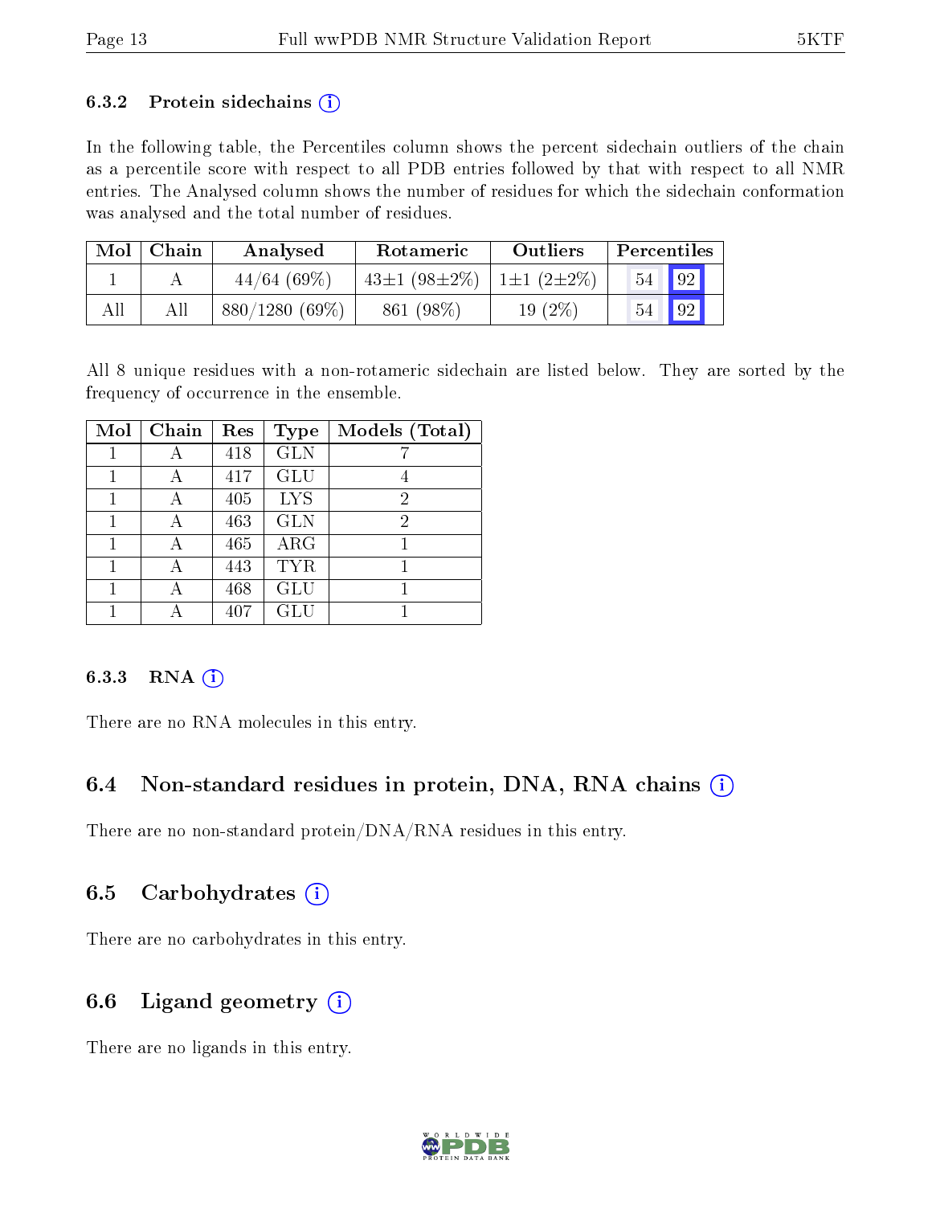### 6.3.2 Protein sidechains (i)

In the following table, the Percentiles column shows the percent sidechain outliers of the chain as a percentile score with respect to all PDB entries followed by that with respect to all NMR entries. The Analysed column shows the number of residues for which the sidechain conformation was analysed and the total number of residues.

| Mol | Chain | Analysed | Rotameric | Outliers | Percentiles | |
|---|---|---|---|---|---|---|
| 1 | A | 44/64 (69%) | 43±1 (98±2%) | 1±1 (2±2%) | 54 | 92 |
| All | All | 880/1280 (69%) | 861 (98%) | 19 (2%) | 54 | 92 |

All 8 unique residues with a non-rotameric sidechain are listed below. They are sorted by the frequency of occurrence in the ensemble.

| Mol | Chain | Res | Type | Models (Total) |
|---|---|---|---|---|
| 1 | A | 418 | GLN | 7 |
| 1 | A | 417 | GLU | 4 |
| 1 | A | 405 | LYS | 2 |
| 1 | A | 463 | GLN | 2 |
| 1 | A | 465 | ARG | 1 |
| 1 | A | 443 | TYR | 1 |
| 1 | A | 468 | GLU | 1 |
| 1 | A | 407 | GLU | 1 |

### 6.3.3 RNA (i)

There are no RNA molecules in this entry.

## 6.4 Non-standard residues in protein, DNA, RNA chains (i)

There are no non-standard protein/DNA/RNA residues in this entry.

## 6.5 Carbohydrates (i)

There are no carbohydrates in this entry.

## 6.6 Ligand geometry (i)

There are no ligands in this entry.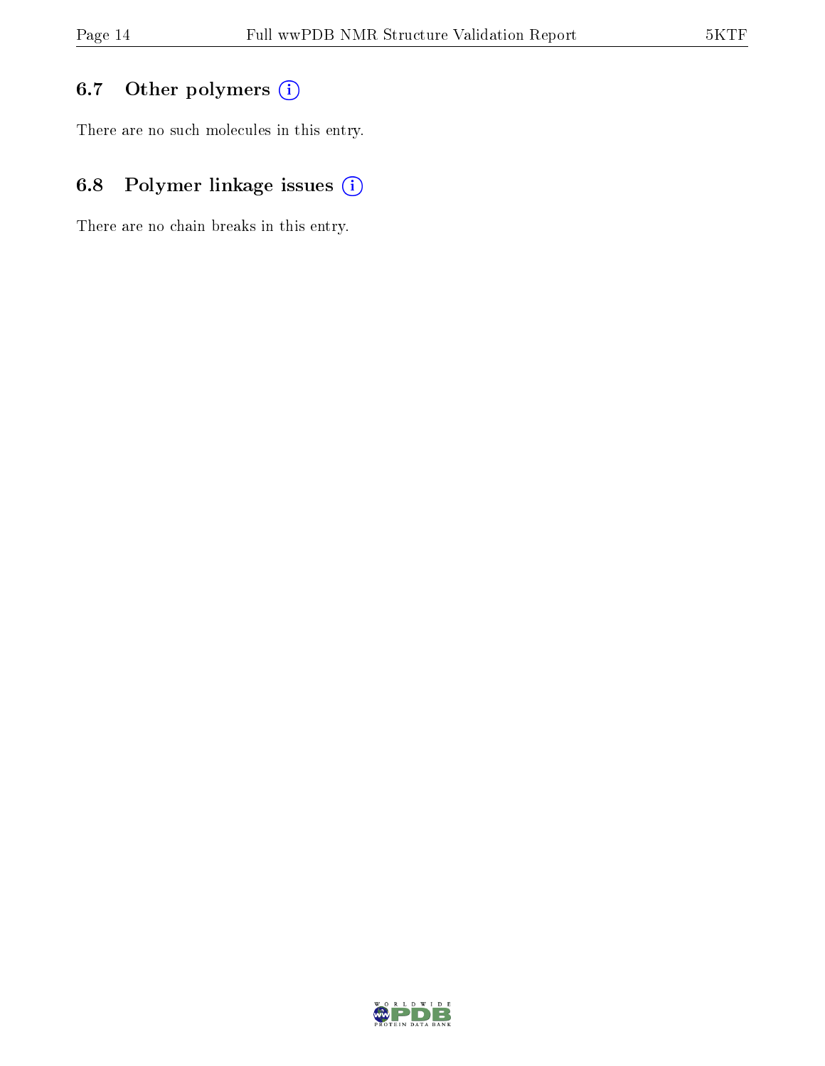## 6.7 Other polymers

There are no such molecules in this entry.

## 6.8 Polymer linkage issues

There are no chain breaks in this entry.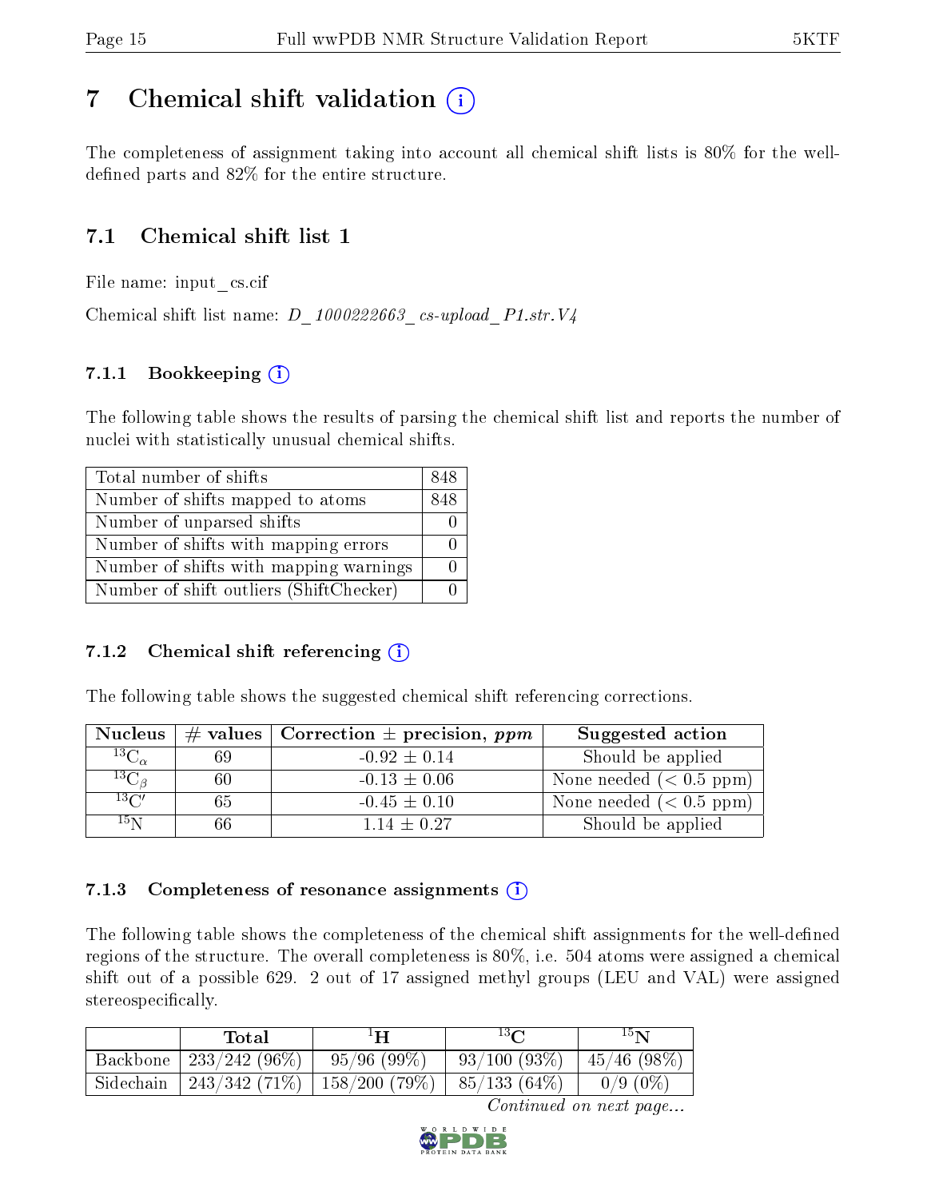# 7 Chemical shift validation (i)

The completeness of assignment taking into account all chemical shift lists is 80% for the well-defined parts and 82% for the entire structure.

## 7.1 Chemical shift list 1

File name: input_cs.cif

Chemical shift list name: *D_1000222663_cs-upload_P1.str.V4*

### 7.1.1 Bookkeeping (i)

The following table shows the results of parsing the chemical shift list and reports the number of nuclei with statistically unusual chemical shifts.

| Total number of shifts | 848 |
|---|---|
| Number of shifts mapped to atoms | 848 |
| Number of unparsed shifts | 0 |
| Number of shifts with mapping errors | 0 |
| Number of shifts with mapping warnings | 0 |
| Number of shift outliers (ShiftChecker) | 0 |

### 7.1.2 Chemical shift referencing (i)

The following table shows the suggested chemical shift referencing corrections.

| Nucleus | # values | Correction ± precision, *ppm* | Suggested action |
|---|---|---|---|
| $^{13}C_{\alpha}$ | 69 | -0.92 ± 0.14 | Should be applied |
| $^{13}C_{\beta}$ | 60 | -0.13 ± 0.06 | None needed (< 0.5 ppm) |
| $^{13}C'$ | 65 | -0.45 ± 0.10 | None needed (< 0.5 ppm) |
| $^{15}N$ | 66 | 1.14 ± 0.27 | Should be applied |

### 7.1.3 Completeness of resonance assignments (i)

The following table shows the completeness of the chemical shift assignments for the well-defined regions of the structure. The overall completeness is 80%, i.e. 504 atoms were assigned a chemical shift out of a possible 629. 2 out of 17 assigned methyl groups (LEU and VAL) were assigned stereospecifically.

| | Total | $^{1}H$ | $^{13}C$ | $^{15}N$ |
|---|---|---|---|---|
| Backbone | 233/242 (96%) | 95/96 (99%) | 93/100 (93%) | 45/46 (98%) |
| Sidechain | 243/342 (71%) | 158/200 (79%) | 85/133 (64%) | 0/9 (0%) |

*Continued on next page...*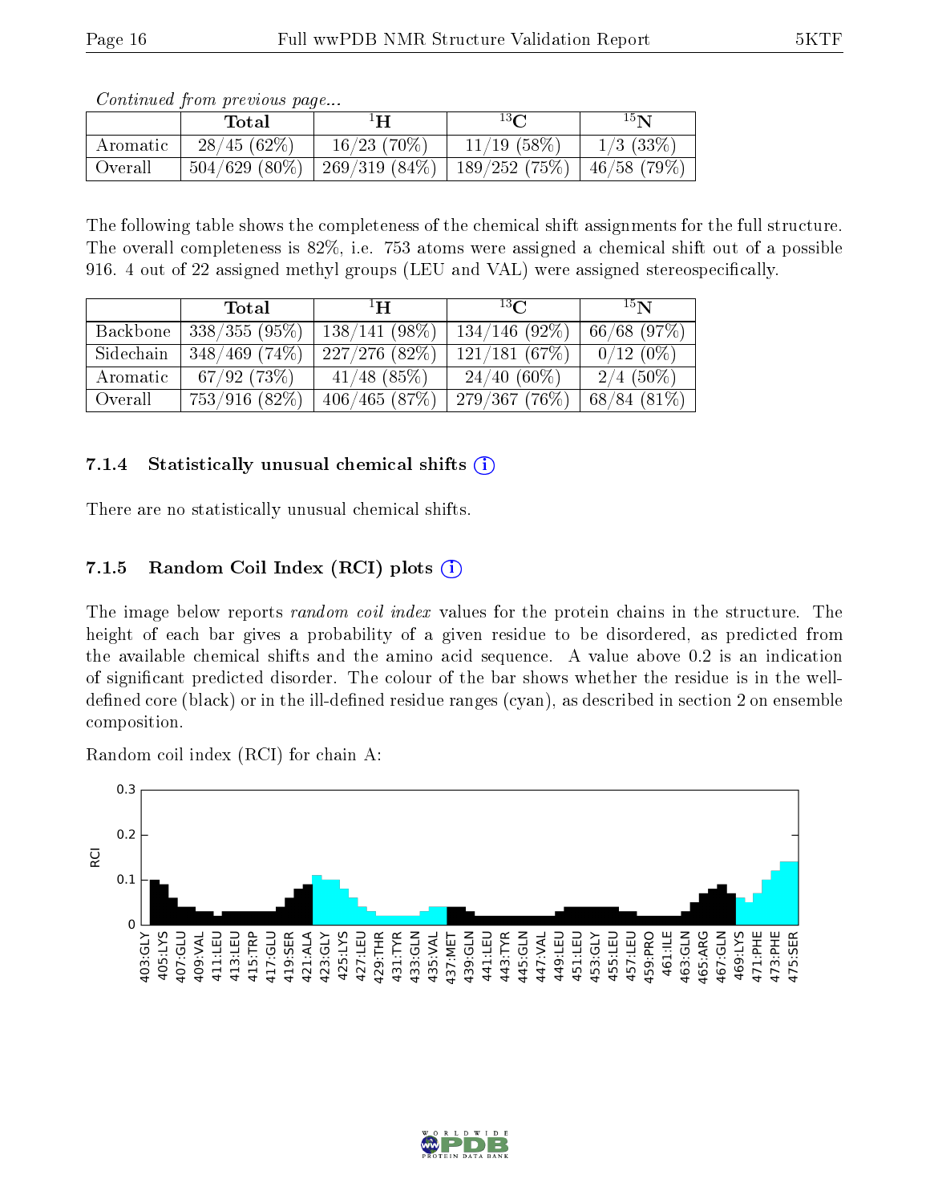*Continued from previous page...*

| | Total | $^{1}$H | $^{13}$C | $^{15}$N |
|---|---|---|---|---|
| Aromatic | 28/45 (62%) | 16/23 (70%) | 11/19 (58%) | 1/3 (33%) |
| Overall | 504/629 (80%) | 269/319 (84%) | 189/252 (75%) | 46/58 (79%) |

The following table shows the completeness of the chemical shift assignments for the full structure. The overall completeness is 82%, i.e. 753 atoms were assigned a chemical shift out of a possible 916. 4 out of 22 assigned methyl groups (LEU and VAL) were assigned stereospecifically.

| | Total | $^{1}$H | $^{13}$C | $^{15}$N |
|---|---|---|---|---|
| Backbone | 338/355 (95%) | 138/141 (98%) | 134/146 (92%) | 66/68 (97%) |
| Sidechain | 348/469 (74%) | 227/276 (82%) | 121/181 (67%) | 0/12 (0%) |
| Aromatic | 67/92 (73%) | 41/48 (85%) | 24/40 (60%) | 2/4 (50%) |
| Overall | 753/916 (82%) | 406/465 (87%) | 279/367 (76%) | 68/84 (81%) |

### 7.1.4 Statistically unusual chemical shifts

There are no statistically unusual chemical shifts.

### 7.1.5 Random Coil Index (RCI) plots

The image below reports *random coil index* values for the protein chains in the structure. The height of each bar gives a probability of a given residue to be disordered, as predicted from the available chemical shifts and the amino acid sequence. A value above 0.2 is an indication of significant predicted disorder. The colour of the bar shows whether the residue is in the well-defined core (black) or in the ill-defined residue ranges (cyan), as described in section 2 on ensemble composition.

Random coil index (RCI) for chain A:

RCI
0.3
0.2
0.1
0
403:GLY 405:LYS 407:GLU 409:VAL 411:LEU 413:LEU 415:TRP 417:GLU 419:SER 421:ALA 423:GLY 425:LYS 427:LEU 429:THR 431:TYR 433:GLN 435:VAL 437:MET 439:GLN 441:LEU 443:TYR 445:GLN 447:VAL 449:LEU 451:LEU 453:GLY 455:LEU 457:LEU 459:PRO 461:ILE 463:GLN 465:ARG 467:GLN 469:LYS 471:PHE 473:PHE 475:SER